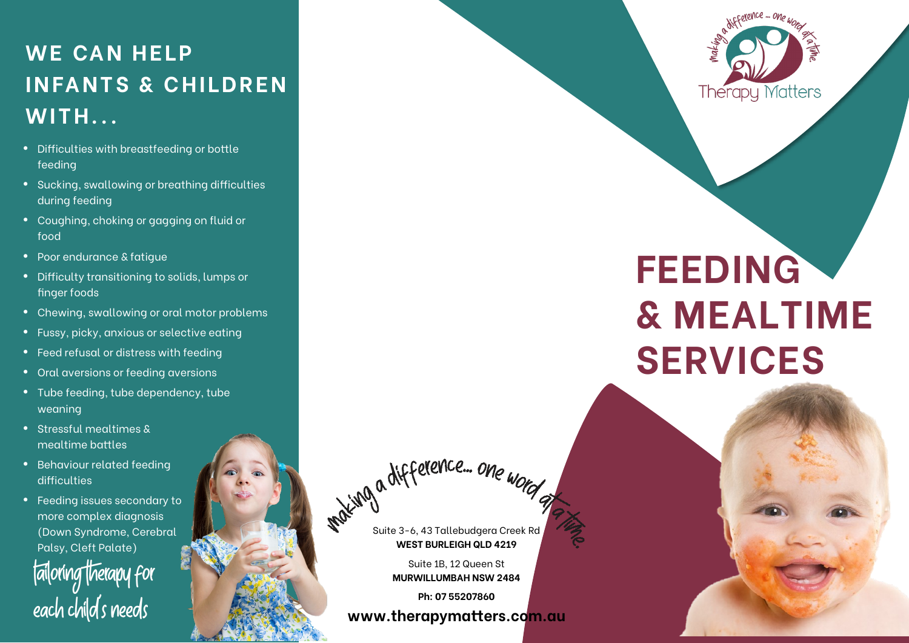## WE CAN HELP INFANTS & CHILDREN WITH...

- Difficulties with breastfeeding or bottle feeding
- Sucking, swallowing or breathing difficulties during feeding
- Coughing, choking or gagging on fluid or food
- Poor endurance & fatigue
- Difficulty transitioning to solids, lumps or finger foods
- Chewing, swallowing or oral motor problems
- Fussy, picky, anxious or selective eating
- Feed refusal or distress with feeding
- Oral aversions or feeding aversions
- Tube feeding, tube dependency, tube weaning
- Stressful mealtimes & mealtime battles
- Behaviour related feeding difficulties
- Feeding issues secondary to more complex diagnosis (Down Syndrome, Cerebral Palsy, Cleft Palate)

*tailoring therapy for each child's needs*

*making a difference... one word at a time*

Suite 3-6, 43 Tallebudgera Creek Rd
**WEST BURLEIGH QLD 4219**

Suite 1B, 12 Queen St
**MURWILLUMBAH NSW 2484**

**Ph: 07 55207860**

**www.therapymatters.com.au**

*making a difference ... one word at a time*

Therapy Matters

# FEEDING & MEALTIME SERVICES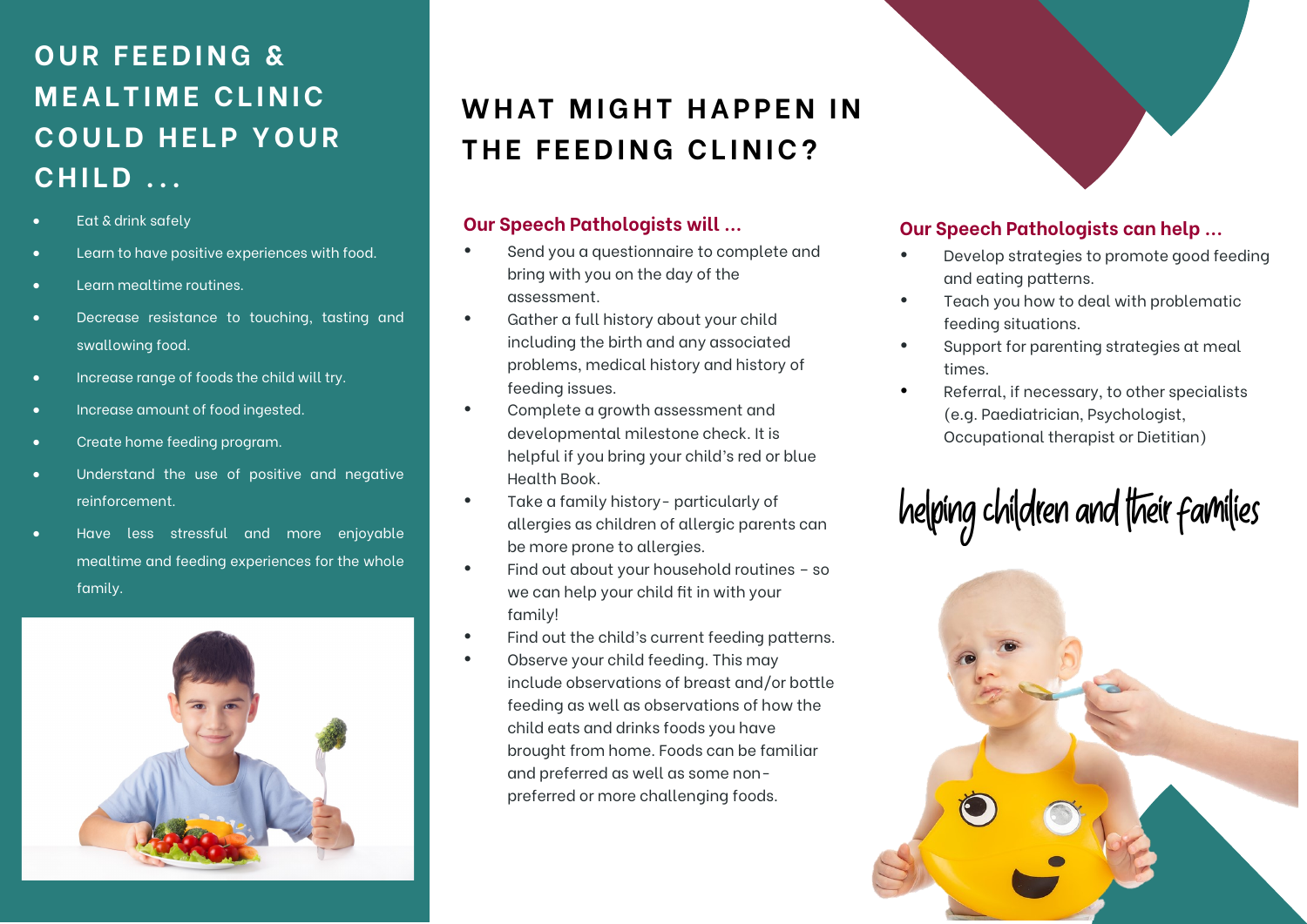## OUR FEEDING & MEALTIME CLINIC COULD HELP YOUR CHILD ...

- Eat & drink safely
- Learn to have positive experiences with food.
- Learn mealtime routines.
- Decrease resistance to touching, tasting and swallowing food.
- Increase range of foods the child will try.
- Increase amount of food ingested.
- Create home feeding program.
- Understand the use of positive and negative reinforcement.
- Have less stressful and more enjoyable mealtime and feeding experiences for the whole family.

## WHAT MIGHT HAPPEN IN THE FEEDING CLINIC?

### Our Speech Pathologists will ...

- Send you a questionnaire to complete and bring with you on the day of the assessment.
- Gather a full history about your child including the birth and any associated problems, medical history and history of feeding issues.
- Complete a growth assessment and developmental milestone check. It is helpful if you bring your child's red or blue Health Book.
- Take a family history- particularly of allergies as children of allergic parents can be more prone to allergies.
- Find out about your household routines – so we can help your child fit in with your family!
- Find out the child's current feeding patterns.
- Observe your child feeding. This may include observations of breast and/or bottle feeding as well as observations of how the child eats and drinks foods you have brought from home. Foods can be familiar and preferred as well as some non-preferred or more challenging foods.

### Our Speech Pathologists can help ...

- Develop strategies to promote good feeding and eating patterns.
- Teach you how to deal with problematic feeding situations.
- Support for parenting strategies at meal times.
- Referral, if necessary, to other specialists (e.g. Paediatrician, Psychologist, Occupational therapist or Dietitian)

*helping children and their families*